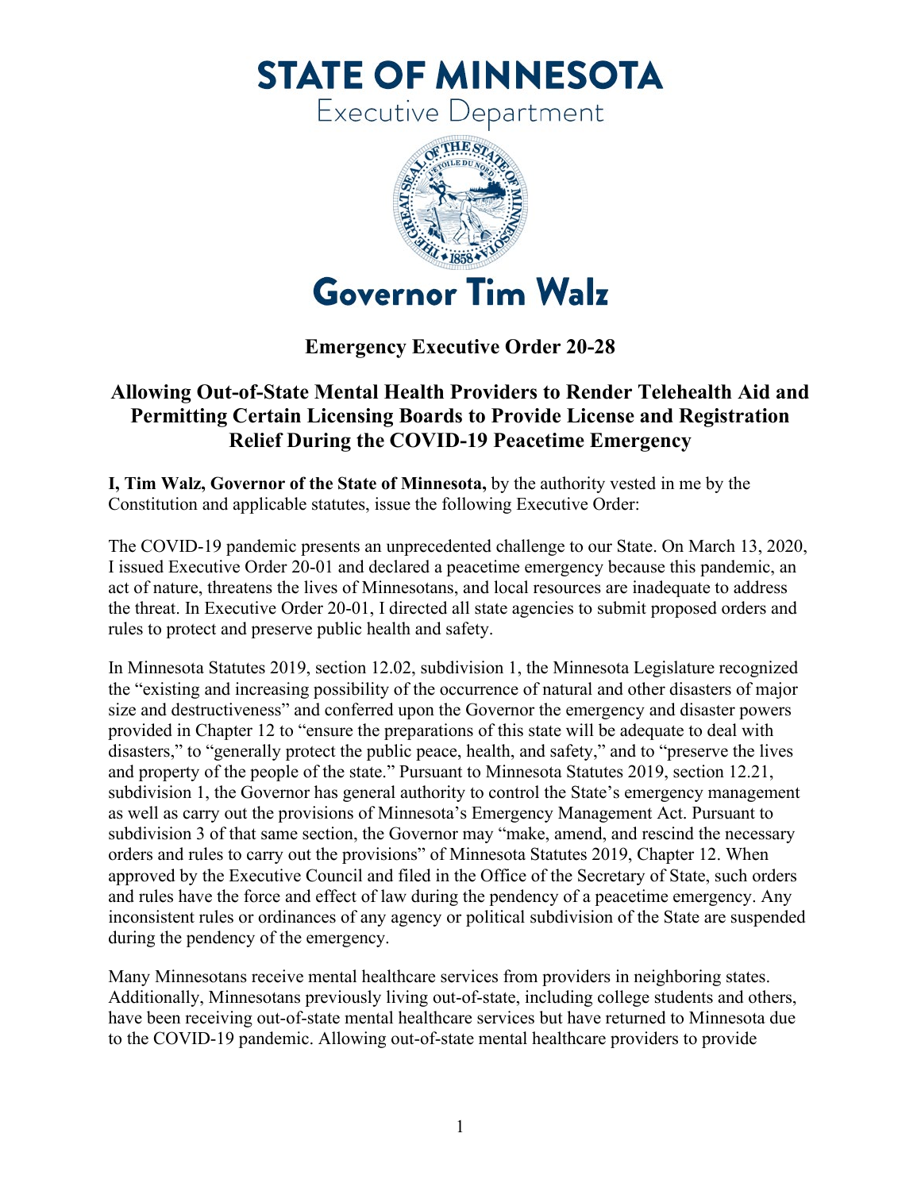# STATE OF MINNESOTA

Executive Department

# Governor Tim Walz

## Emergency Executive Order 20-28

## Allowing Out-of-State Mental Health Providers to Render Telehealth Aid and Permitting Certain Licensing Boards to Provide License and Registration Relief During the COVID-19 Peacetime Emergency

**I, Tim Walz, Governor of the State of Minnesota,** by the authority vested in me by the Constitution and applicable statutes, issue the following Executive Order:

The COVID-19 pandemic presents an unprecedented challenge to our State. On March 13, 2020, I issued Executive Order 20-01 and declared a peacetime emergency because this pandemic, an act of nature, threatens the lives of Minnesotans, and local resources are inadequate to address the threat. In Executive Order 20-01, I directed all state agencies to submit proposed orders and rules to protect and preserve public health and safety.

In Minnesota Statutes 2019, section 12.02, subdivision 1, the Minnesota Legislature recognized the "existing and increasing possibility of the occurrence of natural and other disasters of major size and destructiveness" and conferred upon the Governor the emergency and disaster powers provided in Chapter 12 to "ensure the preparations of this state will be adequate to deal with disasters," to "generally protect the public peace, health, and safety," and to "preserve the lives and property of the people of the state." Pursuant to Minnesota Statutes 2019, section 12.21, subdivision 1, the Governor has general authority to control the State's emergency management as well as carry out the provisions of Minnesota's Emergency Management Act. Pursuant to subdivision 3 of that same section, the Governor may "make, amend, and rescind the necessary orders and rules to carry out the provisions" of Minnesota Statutes 2019, Chapter 12. When approved by the Executive Council and filed in the Office of the Secretary of State, such orders and rules have the force and effect of law during the pendency of a peacetime emergency. Any inconsistent rules or ordinances of any agency or political subdivision of the State are suspended during the pendency of the emergency.

Many Minnesotans receive mental healthcare services from providers in neighboring states. Additionally, Minnesotans previously living out-of-state, including college students and others, have been receiving out-of-state mental healthcare services but have returned to Minnesota due to the COVID-19 pandemic. Allowing out-of-state mental healthcare providers to provide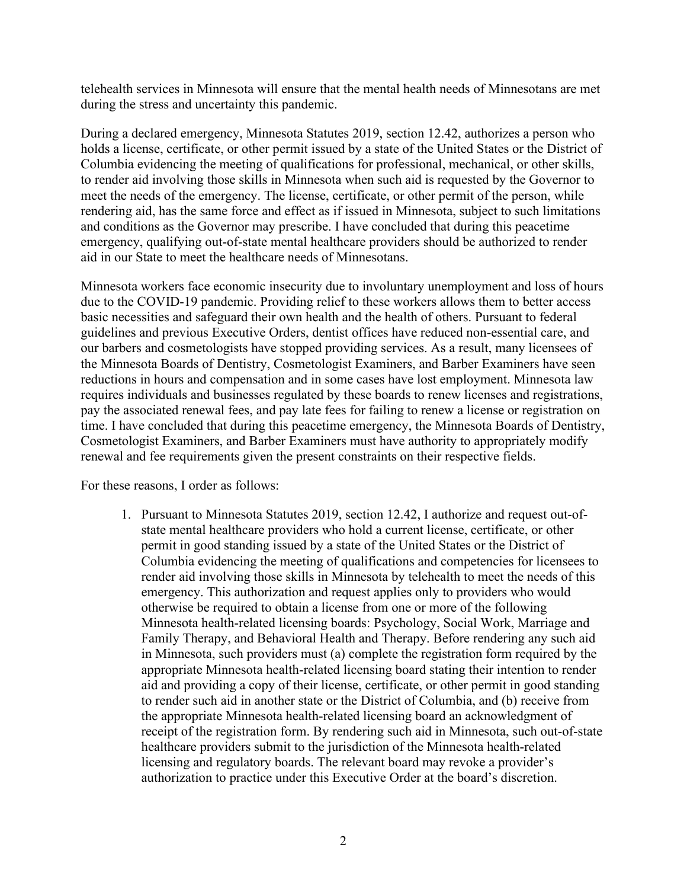telehealth services in Minnesota will ensure that the mental health needs of Minnesotans are met during the stress and uncertainty this pandemic.

During a declared emergency, Minnesota Statutes 2019, section 12.42, authorizes a person who holds a license, certificate, or other permit issued by a state of the United States or the District of Columbia evidencing the meeting of qualifications for professional, mechanical, or other skills, to render aid involving those skills in Minnesota when such aid is requested by the Governor to meet the needs of the emergency. The license, certificate, or other permit of the person, while rendering aid, has the same force and effect as if issued in Minnesota, subject to such limitations and conditions as the Governor may prescribe. I have concluded that during this peacetime emergency, qualifying out-of-state mental healthcare providers should be authorized to render aid in our State to meet the healthcare needs of Minnesotans.

Minnesota workers face economic insecurity due to involuntary unemployment and loss of hours due to the COVID-19 pandemic. Providing relief to these workers allows them to better access basic necessities and safeguard their own health and the health of others. Pursuant to federal guidelines and previous Executive Orders, dentist offices have reduced non-essential care, and our barbers and cosmetologists have stopped providing services. As a result, many licensees of the Minnesota Boards of Dentistry, Cosmetologist Examiners, and Barber Examiners have seen reductions in hours and compensation and in some cases have lost employment. Minnesota law requires individuals and businesses regulated by these boards to renew licenses and registrations, pay the associated renewal fees, and pay late fees for failing to renew a license or registration on time. I have concluded that during this peacetime emergency, the Minnesota Boards of Dentistry, Cosmetologist Examiners, and Barber Examiners must have authority to appropriately modify renewal and fee requirements given the present constraints on their respective fields.

For these reasons, I order as follows:

1. Pursuant to Minnesota Statutes 2019, section 12.42, I authorize and request out-of-state mental healthcare providers who hold a current license, certificate, or other permit in good standing issued by a state of the United States or the District of Columbia evidencing the meeting of qualifications and competencies for licensees to render aid involving those skills in Minnesota by telehealth to meet the needs of this emergency. This authorization and request applies only to providers who would otherwise be required to obtain a license from one or more of the following Minnesota health-related licensing boards: Psychology, Social Work, Marriage and Family Therapy, and Behavioral Health and Therapy. Before rendering any such aid in Minnesota, such providers must (a) complete the registration form required by the appropriate Minnesota health-related licensing board stating their intention to render aid and providing a copy of their license, certificate, or other permit in good standing to render such aid in another state or the District of Columbia, and (b) receive from the appropriate Minnesota health-related licensing board an acknowledgment of receipt of the registration form. By rendering such aid in Minnesota, such out-of-state healthcare providers submit to the jurisdiction of the Minnesota health-related licensing and regulatory boards. The relevant board may revoke a provider's authorization to practice under this Executive Order at the board's discretion.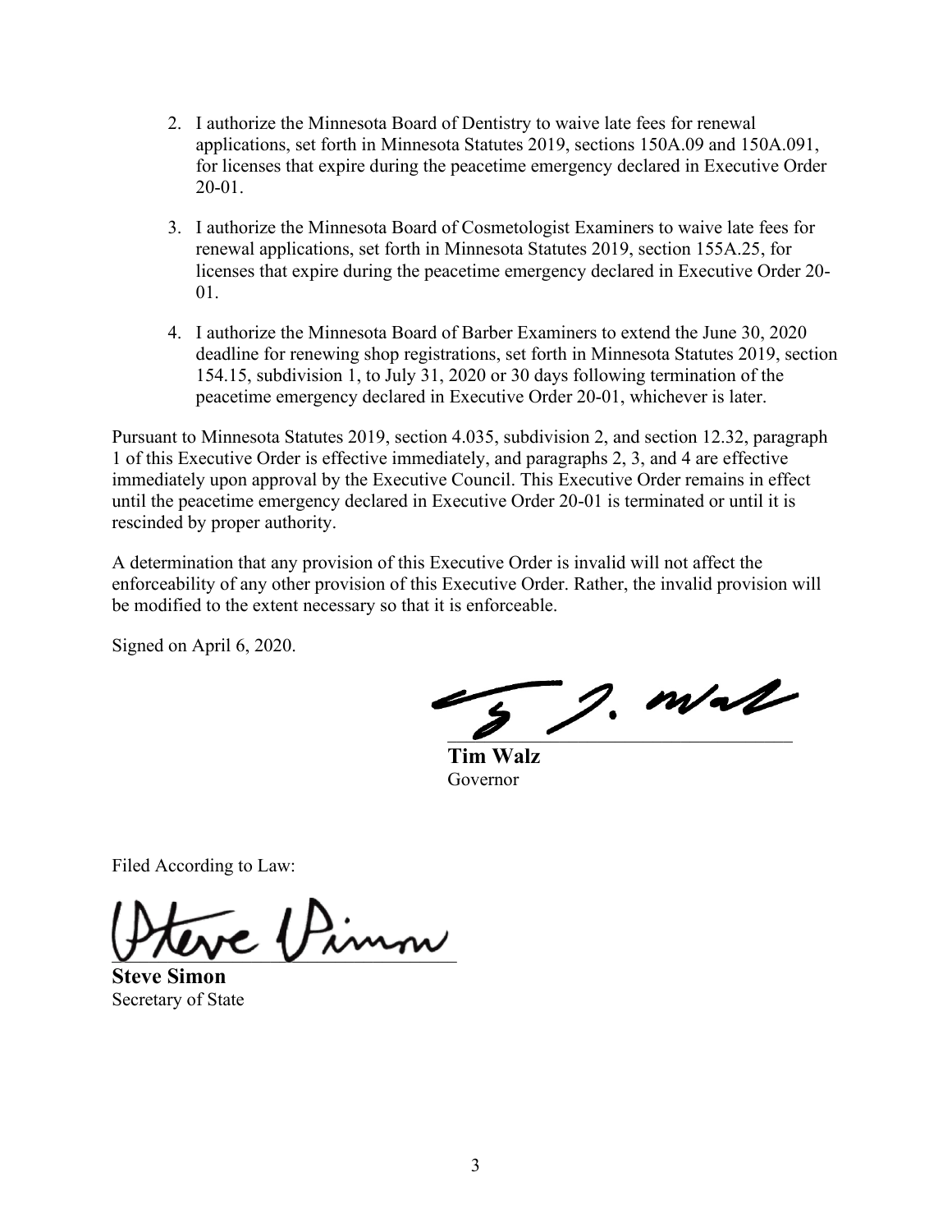2. I authorize the Minnesota Board of Dentistry to waive late fees for renewal applications, set forth in Minnesota Statutes 2019, sections 150A.09 and 150A.091, for licenses that expire during the peacetime emergency declared in Executive Order 20-01.

3. I authorize the Minnesota Board of Cosmetologist Examiners to waive late fees for renewal applications, set forth in Minnesota Statutes 2019, section 155A.25, for licenses that expire during the peacetime emergency declared in Executive Order 20-01.

4. I authorize the Minnesota Board of Barber Examiners to extend the June 30, 2020 deadline for renewing shop registrations, set forth in Minnesota Statutes 2019, section 154.15, subdivision 1, to July 31, 2020 or 30 days following termination of the peacetime emergency declared in Executive Order 20-01, whichever is later.

Pursuant to Minnesota Statutes 2019, section 4.035, subdivision 2, and section 12.32, paragraph 1 of this Executive Order is effective immediately, and paragraphs 2, 3, and 4 are effective immediately upon approval by the Executive Council. This Executive Order remains in effect until the peacetime emergency declared in Executive Order 20-01 is terminated or until it is rescinded by proper authority.

A determination that any provision of this Executive Order is invalid will not affect the enforceability of any other provision of this Executive Order. Rather, the invalid provision will be modified to the extent necessary so that it is enforceable.

Signed on April 6, 2020.

**Tim Walz**
Governor

Filed According to Law:

**Steve Simon**
Secretary of State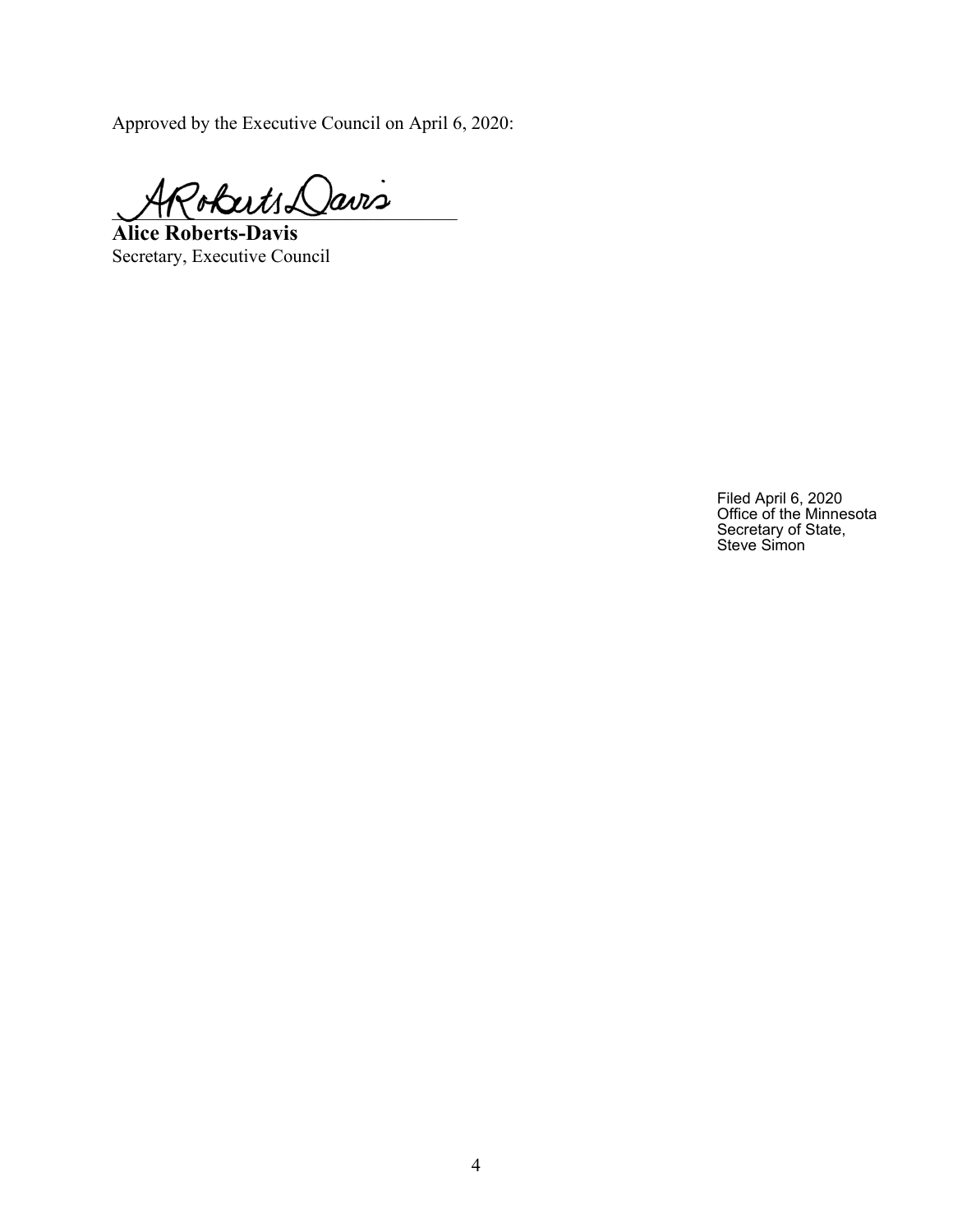Approved by the Executive Council on April 6, 2020:

**Alice Roberts-Davis**
Secretary, Executive Council

Filed April 6, 2020
Office of the Minnesota
Secretary of State,
Steve Simon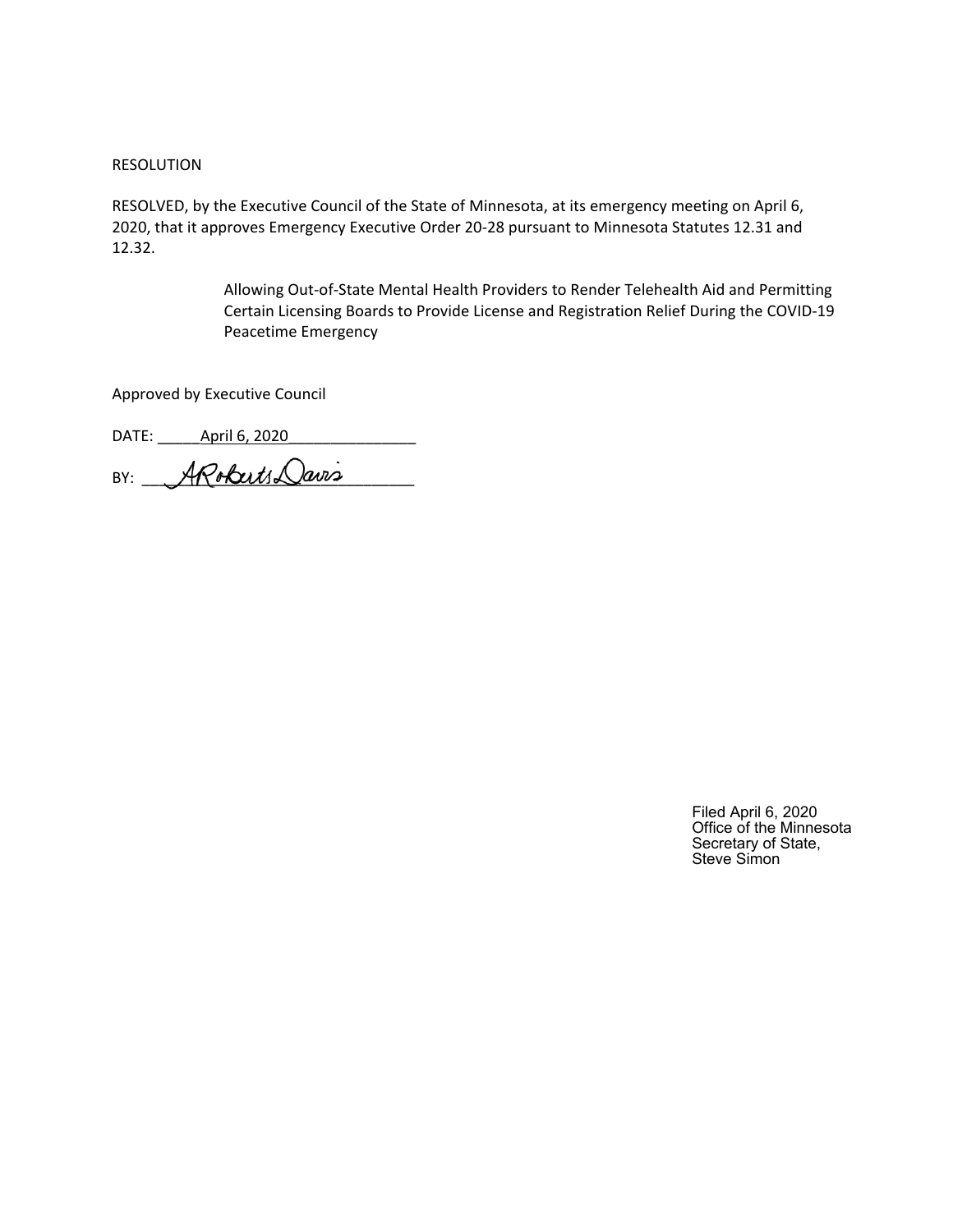RESOLUTION

RESOLVED, by the Executive Council of the State of Minnesota, at its emergency meeting on April 6, 2020, that it approves Emergency Executive Order 20-28 pursuant to Minnesota Statutes 12.31 and 12.32.

> Allowing Out-of-State Mental Health Providers to Render Telehealth Aid and Permitting Certain Licensing Boards to Provide License and Registration Relief During the COVID-19 Peacetime Emergency

Approved by Executive Council

DATE: April 6, 2020

BY: A Roberts Davis

Filed April 6, 2020
Office of the Minnesota
Secretary of State,
Steve Simon